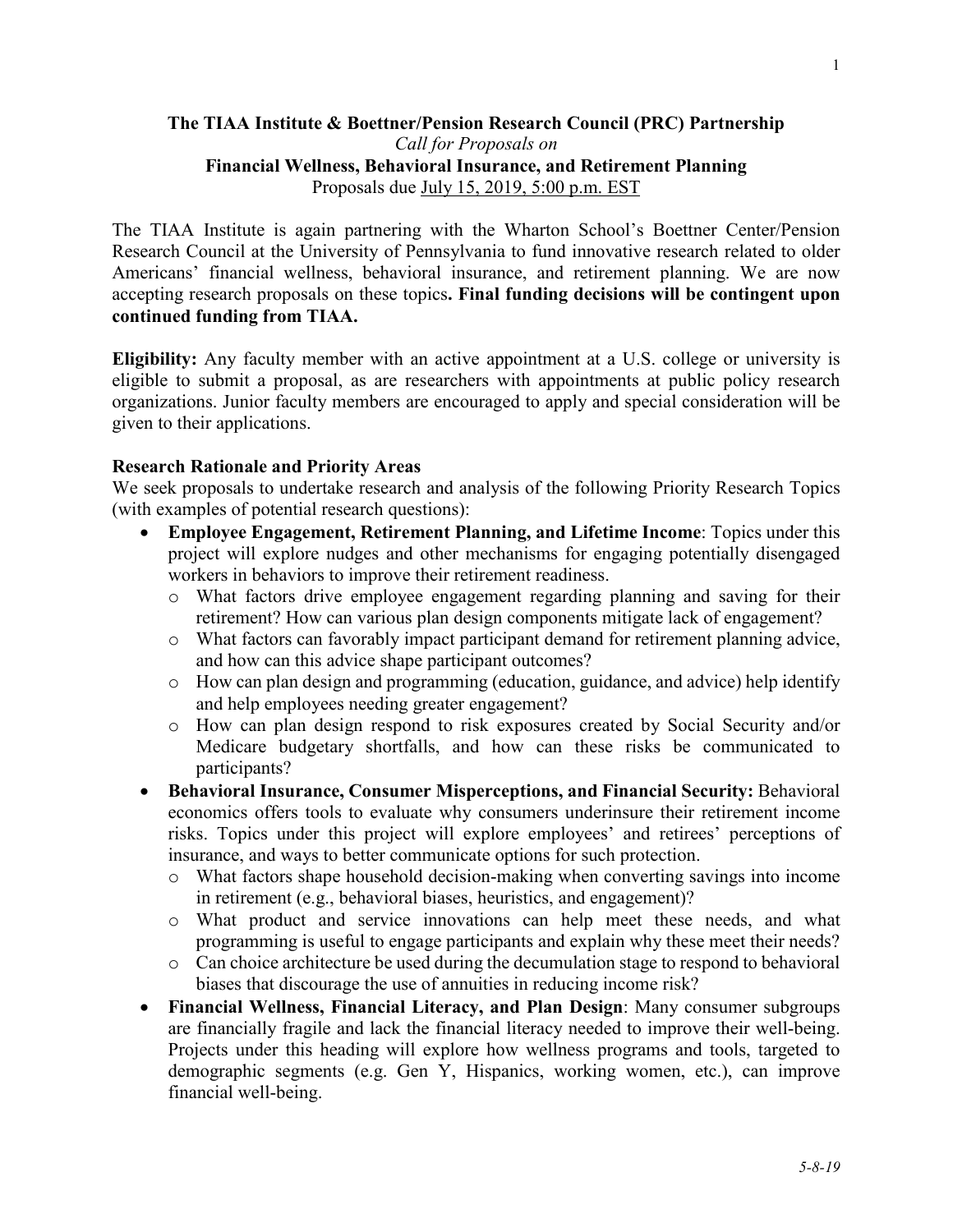**The TIAA Institute & Boettner/Pension Research Council (PRC) Partnership**

*Call for Proposals on*

**Financial Wellness, Behavioral Insurance, and Retirement Planning**

Proposals due July 15, 2019, 5:00 p.m. EST

The TIAA Institute is again partnering with the Wharton School's Boettner Center/Pension Research Council at the University of Pennsylvania to fund innovative research related to older Americans' financial wellness, behavioral insurance, and retirement planning. We are now accepting research proposals on these topics**. Final funding decisions will be contingent upon continued funding from TIAA.**

**Eligibility:** Any faculty member with an active appointment at a U.S. college or university is eligible to submit a proposal, as are researchers with appointments at public policy research organizations. Junior faculty members are encouraged to apply and special consideration will be given to their applications.

**Research Rationale and Priority Areas**

We seek proposals to undertake research and analysis of the following Priority Research Topics (with examples of potential research questions):

- **Employee Engagement, Retirement Planning, and Lifetime Income**: Topics under this project will explore nudges and other mechanisms for engaging potentially disengaged workers in behaviors to improve their retirement readiness.
  - What factors drive employee engagement regarding planning and saving for their retirement? How can various plan design components mitigate lack of engagement?
  - What factors can favorably impact participant demand for retirement planning advice, and how can this advice shape participant outcomes?
  - How can plan design and programming (education, guidance, and advice) help identify and help employees needing greater engagement?
  - How can plan design respond to risk exposures created by Social Security and/or Medicare budgetary shortfalls, and how can these risks be communicated to participants?
- **Behavioral Insurance, Consumer Misperceptions, and Financial Security:** Behavioral economics offers tools to evaluate why consumers underinsure their retirement income risks. Topics under this project will explore employees' and retirees' perceptions of insurance, and ways to better communicate options for such protection.
  - What factors shape household decision-making when converting savings into income in retirement (e.g., behavioral biases, heuristics, and engagement)?
  - What product and service innovations can help meet these needs, and what programming is useful to engage participants and explain why these meet their needs?
  - Can choice architecture be used during the decumulation stage to respond to behavioral biases that discourage the use of annuities in reducing income risk?
- **Financial Wellness, Financial Literacy, and Plan Design**: Many consumer subgroups are financially fragile and lack the financial literacy needed to improve their well-being. Projects under this heading will explore how wellness programs and tools, targeted to demographic segments (e.g. Gen Y, Hispanics, working women, etc.), can improve financial well-being.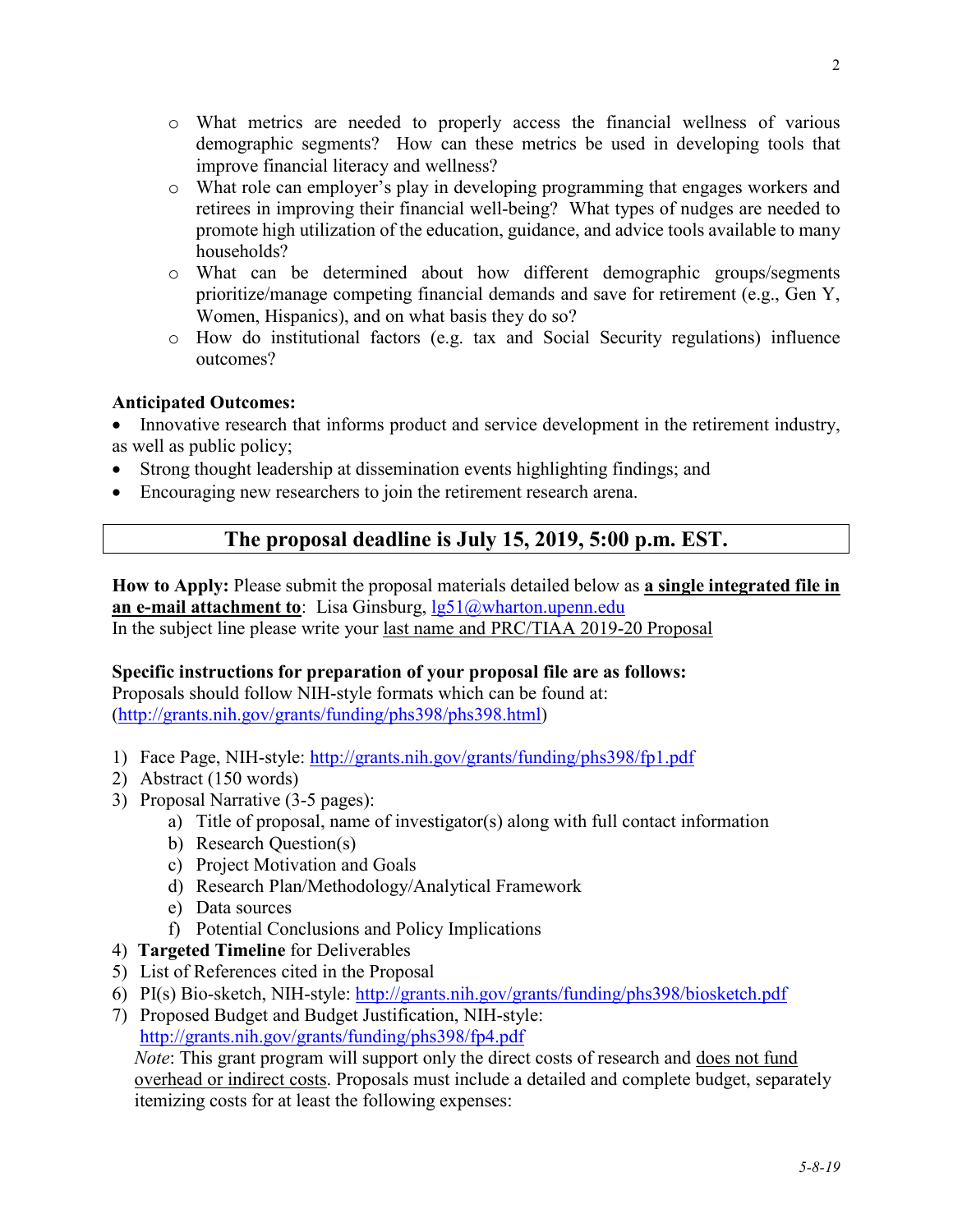- What metrics are needed to properly access the financial wellness of various demographic segments? How can these metrics be used in developing tools that improve financial literacy and wellness?
- What role can employer's play in developing programming that engages workers and retirees in improving their financial well-being? What types of nudges are needed to promote high utilization of the education, guidance, and advice tools available to many households?
- What can be determined about how different demographic groups/segments prioritize/manage competing financial demands and save for retirement (e.g., Gen Y, Women, Hispanics), and on what basis they do so?
- How do institutional factors (e.g. tax and Social Security regulations) influence outcomes?

**Anticipated Outcomes:**

- Innovative research that informs product and service development in the retirement industry, as well as public policy;
- Strong thought leadership at dissemination events highlighting findings; and
- Encouraging new researchers to join the retirement research arena.

## The proposal deadline is July 15, 2019, 5:00 p.m. EST.

**How to Apply:** Please submit the proposal materials detailed below as **a single integrated file in an e-mail attachment to**: Lisa Ginsburg, lg51@wharton.upenn.edu
In the subject line please write your last name and PRC/TIAA 2019-20 Proposal

**Specific instructions for preparation of your proposal file are as follows:**
Proposals should follow NIH-style formats which can be found at: (http://grants.nih.gov/grants/funding/phs398/phs398.html)

1) Face Page, NIH-style: http://grants.nih.gov/grants/funding/phs398/fp1.pdf
2) Abstract (150 words)
3) Proposal Narrative (3-5 pages):
   a) Title of proposal, name of investigator(s) along with full contact information
   b) Research Question(s)
   c) Project Motivation and Goals
   d) Research Plan/Methodology/Analytical Framework
   e) Data sources
   f) Potential Conclusions and Policy Implications
4) **Targeted Timeline** for Deliverables
5) List of References cited in the Proposal
6) PI(s) Bio-sketch, NIH-style: http://grants.nih.gov/grants/funding/phs398/biosketch.pdf
7) Proposed Budget and Budget Justification, NIH-style: http://grants.nih.gov/grants/funding/phs398/fp4.pdf
   *Note*: This grant program will support only the direct costs of research and does not fund overhead or indirect costs. Proposals must include a detailed and complete budget, separately itemizing costs for at least the following expenses: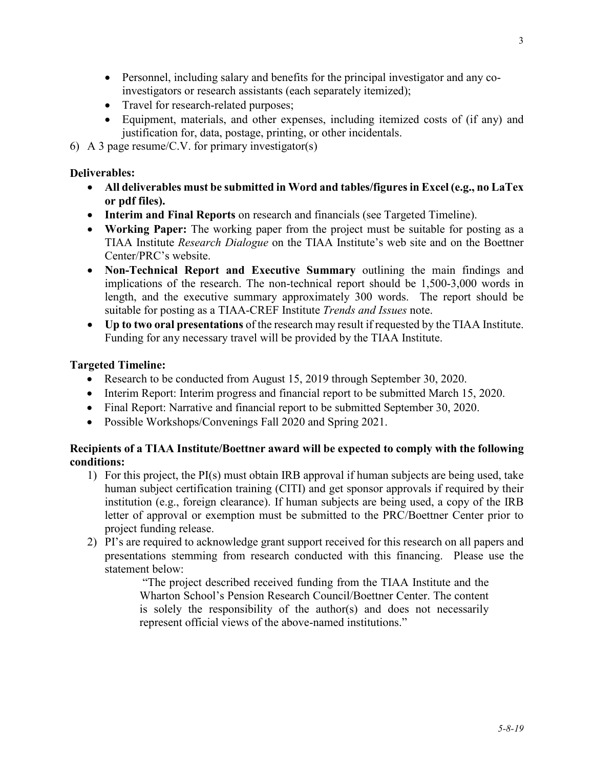- Personnel, including salary and benefits for the principal investigator and any co-investigators or research assistants (each separately itemized);
- Travel for research-related purposes;
- Equipment, materials, and other expenses, including itemized costs of (if any) and justification for, data, postage, printing, or other incidentals.

6) A 3 page resume/C.V. for primary investigator(s)

**Deliverables:**

- **All deliverables must be submitted in Word and tables/figures in Excel (e.g., no LaTex or pdf files).**
- **Interim and Final Reports** on research and financials (see Targeted Timeline).
- **Working Paper:** The working paper from the project must be suitable for posting as a TIAA Institute *Research Dialogue* on the TIAA Institute's web site and on the Boettner Center/PRC's website.
- **Non-Technical Report and Executive Summary** outlining the main findings and implications of the research. The non-technical report should be 1,500-3,000 words in length, and the executive summary approximately 300 words. The report should be suitable for posting as a TIAA-CREF Institute *Trends and Issues* note.
- **Up to two oral presentations** of the research may result if requested by the TIAA Institute. Funding for any necessary travel will be provided by the TIAA Institute.

**Targeted Timeline:**

- Research to be conducted from August 15, 2019 through September 30, 2020.
- Interim Report: Interim progress and financial report to be submitted March 15, 2020.
- Final Report: Narrative and financial report to be submitted September 30, 2020.
- Possible Workshops/Convenings Fall 2020 and Spring 2021.

**Recipients of a TIAA Institute/Boettner award will be expected to comply with the following conditions:**

1) For this project, the PI(s) must obtain IRB approval if human subjects are being used, take human subject certification training (CITI) and get sponsor approvals if required by their institution (e.g., foreign clearance). If human subjects are being used, a copy of the IRB letter of approval or exemption must be submitted to the PRC/Boettner Center prior to project funding release.
2) PI's are required to acknowledge grant support received for this research on all papers and presentations stemming from research conducted with this financing. Please use the statement below:

   "The project described received funding from the TIAA Institute and the Wharton School's Pension Research Council/Boettner Center. The content is solely the responsibility of the author(s) and does not necessarily represent official views of the above-named institutions."

*5-8-19*